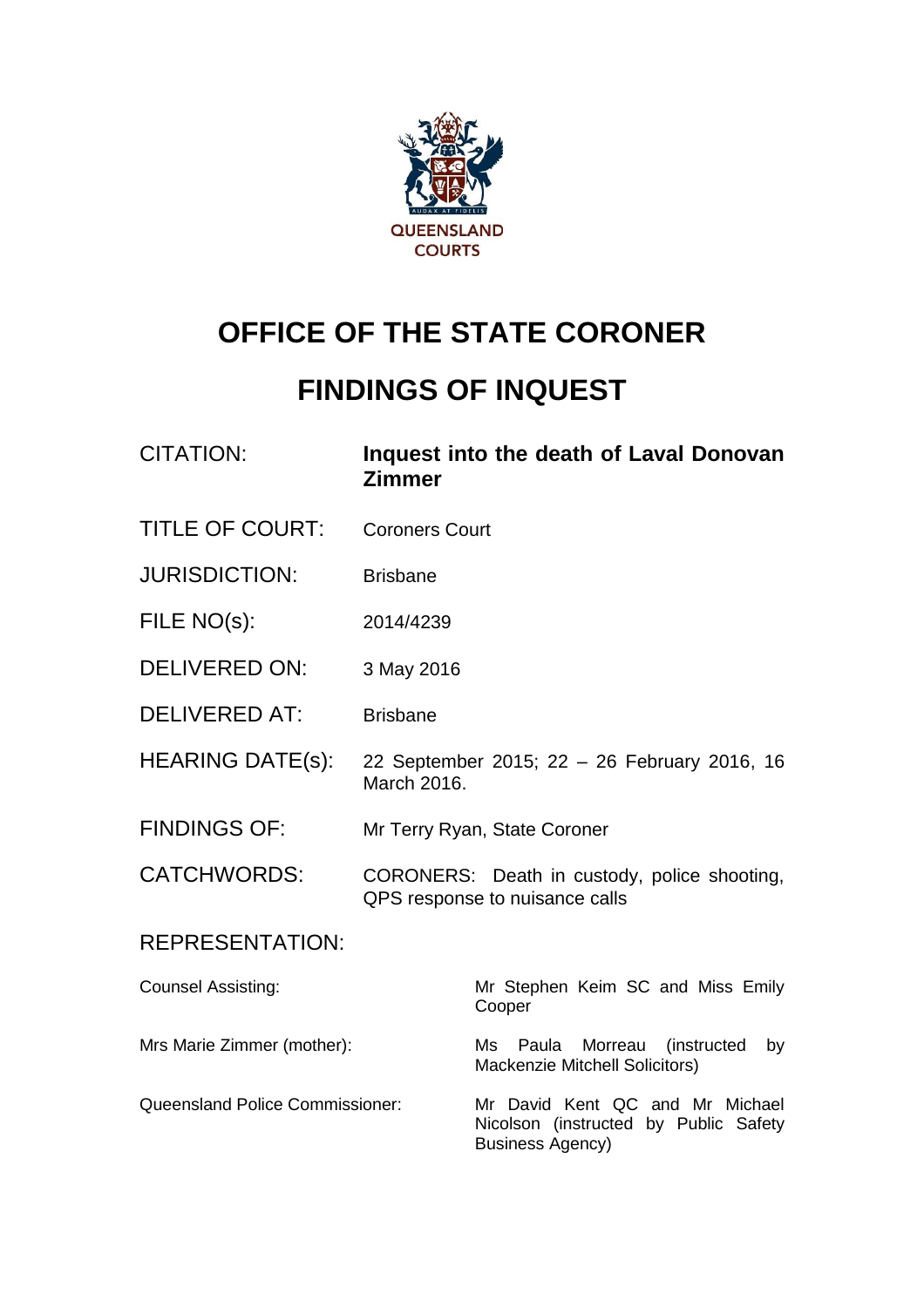QUEENSLAND COURTS

# OFFICE OF THE STATE CORONER

# FINDINGS OF INQUEST

| | |
|---|---|
| CITATION: | **Inquest into the death of Laval Donovan Zimmer** |
| TITLE OF COURT: | Coroners Court |
| JURISDICTION: | Brisbane |
| FILE NO(s): | 2014/4239 |
| DELIVERED ON: | 3 May 2016 |
| DELIVERED AT: | Brisbane |
| HEARING DATE(s): | 22 September 2015; 22 – 26 February 2016, 16 March 2016. |
| FINDINGS OF: | Mr Terry Ryan, State Coroner |
| CATCHWORDS: | CORONERS: Death in custody, police shooting, QPS response to nuisance calls |

REPRESENTATION:

| | |
|---|---|
| Counsel Assisting: | Mr Stephen Keim SC and Miss Emily Cooper |
| Mrs Marie Zimmer (mother): | Ms Paula Morreau (instructed by Mackenzie Mitchell Solicitors) |
| Queensland Police Commissioner: | Mr David Kent QC and Mr Michael Nicolson (instructed by Public Safety Business Agency) |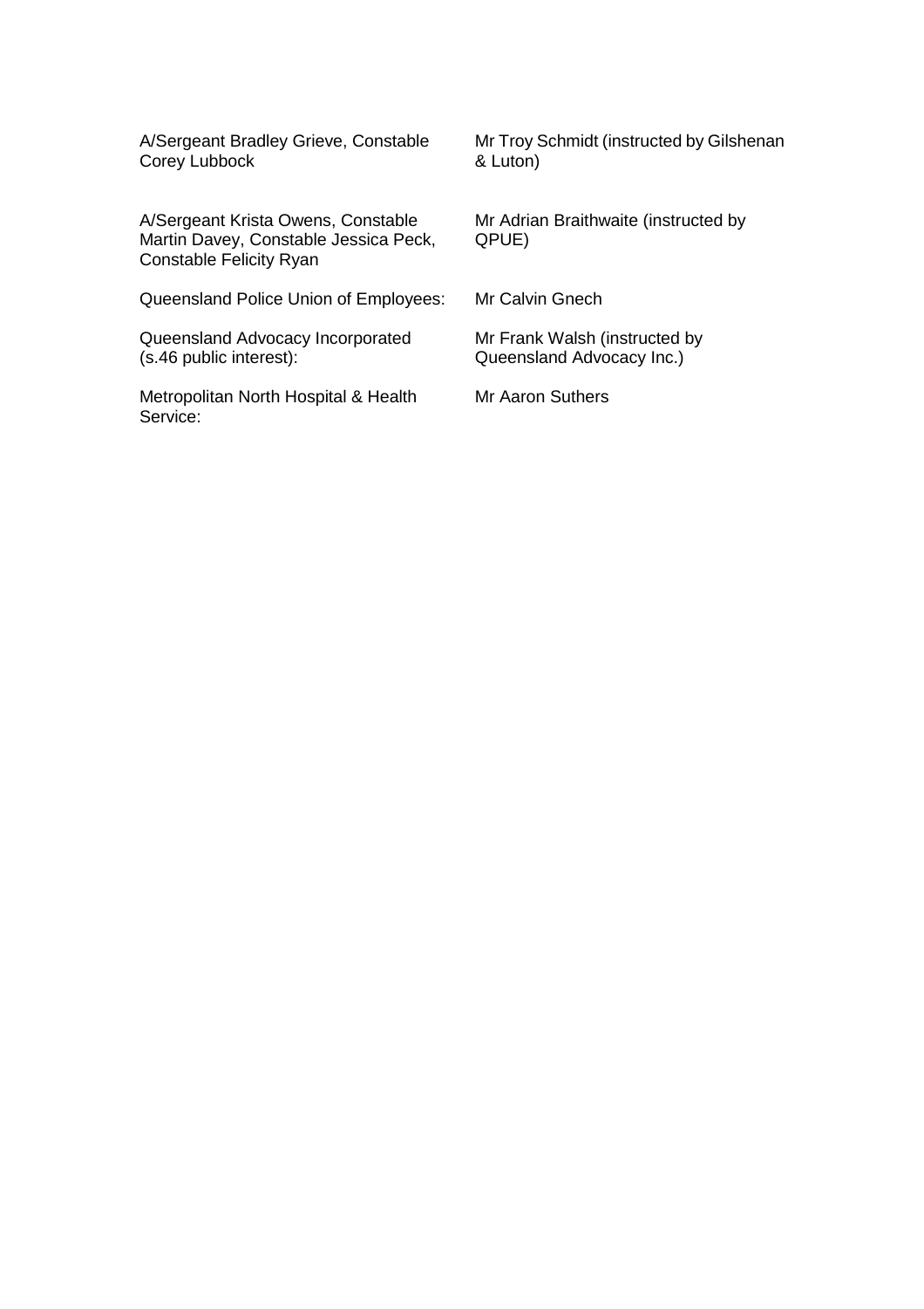| | |
|---|---|
| A/Sergeant Bradley Grieve, Constable Corey Lubbock | Mr Troy Schmidt (instructed by Gilshenan & Luton) |
| A/Sergeant Krista Owens, Constable Martin Davey, Constable Jessica Peck, Constable Felicity Ryan | Mr Adrian Braithwaite (instructed by QPUE) |
| Queensland Police Union of Employees: | Mr Calvin Gnech |
| Queensland Advocacy Incorporated (s.46 public interest): | Mr Frank Walsh (instructed by Queensland Advocacy Inc.) |
| Metropolitan North Hospital & Health Service: | Mr Aaron Suthers |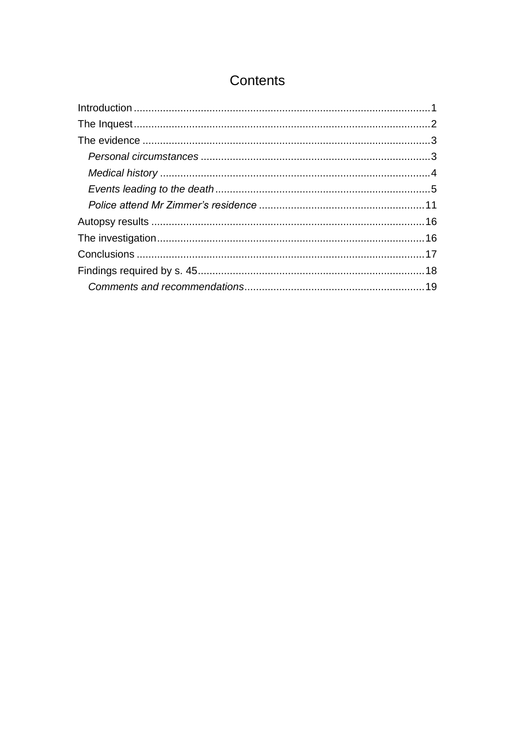# Contents

Introduction ..................................................................................................... 1
The Inquest ..................................................................................................... 2
The evidence .................................................................................................. 3
*Personal circumstances* .............................................................................. 3
*Medical history* ............................................................................................ 4
*Events leading to the death* ......................................................................... 5
*Police attend Mr Zimmer's residence* ......................................................... 11
Autopsy results ............................................................................................. 16
The investigation ........................................................................................... 16
Conclusions ................................................................................................... 17
Findings required by s. 45 ............................................................................. 18
*Comments and recommendations* ............................................................. 19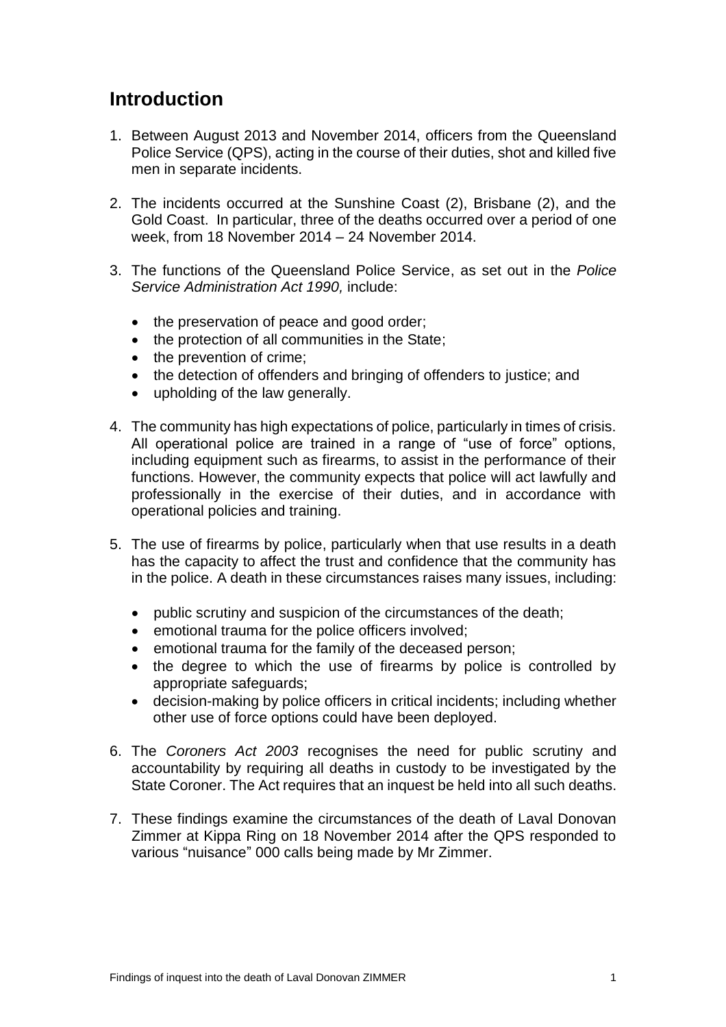## Introduction

1. Between August 2013 and November 2014, officers from the Queensland Police Service (QPS), acting in the course of their duties, shot and killed five men in separate incidents.

2. The incidents occurred at the Sunshine Coast (2), Brisbane (2), and the Gold Coast. In particular, three of the deaths occurred over a period of one week, from 18 November 2014 – 24 November 2014.

3. The functions of the Queensland Police Service, as set out in the *Police Service Administration Act 1990,* include:

   - the preservation of peace and good order;
   - the protection of all communities in the State;
   - the prevention of crime;
   - the detection of offenders and bringing of offenders to justice; and
   - upholding of the law generally.

4. The community has high expectations of police, particularly in times of crisis. All operational police are trained in a range of "use of force" options, including equipment such as firearms, to assist in the performance of their functions. However, the community expects that police will act lawfully and professionally in the exercise of their duties, and in accordance with operational policies and training.

5. The use of firearms by police, particularly when that use results in a death has the capacity to affect the trust and confidence that the community has in the police. A death in these circumstances raises many issues, including:

   - public scrutiny and suspicion of the circumstances of the death;
   - emotional trauma for the police officers involved;
   - emotional trauma for the family of the deceased person;
   - the degree to which the use of firearms by police is controlled by appropriate safeguards;
   - decision-making by police officers in critical incidents; including whether other use of force options could have been deployed.

6. The *Coroners Act 2003* recognises the need for public scrutiny and accountability by requiring all deaths in custody to be investigated by the State Coroner. The Act requires that an inquest be held into all such deaths.

7. These findings examine the circumstances of the death of Laval Donovan Zimmer at Kippa Ring on 18 November 2014 after the QPS responded to various "nuisance" 000 calls being made by Mr Zimmer.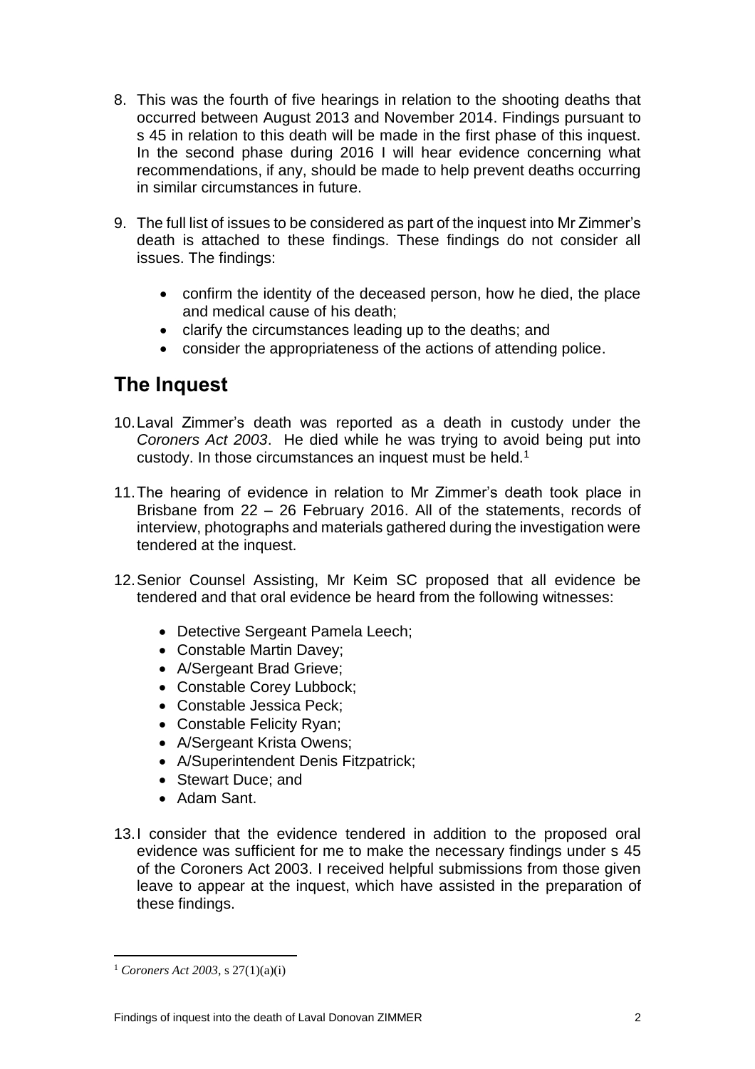8. This was the fourth of five hearings in relation to the shooting deaths that occurred between August 2013 and November 2014. Findings pursuant to s 45 in relation to this death will be made in the first phase of this inquest. In the second phase during 2016 I will hear evidence concerning what recommendations, if any, should be made to help prevent deaths occurring in similar circumstances in future.

9. The full list of issues to be considered as part of the inquest into Mr Zimmer's death is attached to these findings. These findings do not consider all issues. The findings:

   - confirm the identity of the deceased person, how he died, the place and medical cause of his death;
   - clarify the circumstances leading up to the deaths; and
   - consider the appropriateness of the actions of attending police.

## The Inquest

10. Laval Zimmer's death was reported as a death in custody under the *Coroners Act 2003*. He died while he was trying to avoid being put into custody. In those circumstances an inquest must be held.[1]

11. The hearing of evidence in relation to Mr Zimmer's death took place in Brisbane from 22 – 26 February 2016. All of the statements, records of interview, photographs and materials gathered during the investigation were tendered at the inquest.

12. Senior Counsel Assisting, Mr Keim SC proposed that all evidence be tendered and that oral evidence be heard from the following witnesses:

    - Detective Sergeant Pamela Leech;
    - Constable Martin Davey;
    - A/Sergeant Brad Grieve;
    - Constable Corey Lubbock;
    - Constable Jessica Peck;
    - Constable Felicity Ryan;
    - A/Sergeant Krista Owens;
    - A/Superintendent Denis Fitzpatrick;
    - Stewart Duce; and
    - Adam Sant.

13. I consider that the evidence tendered in addition to the proposed oral evidence was sufficient for me to make the necessary findings under s 45 of the Coroners Act 2003. I received helpful submissions from those given leave to appear at the inquest, which have assisted in the preparation of these findings.

---

[1] *Coroners Act 2003*, s 27(1)(a)(i)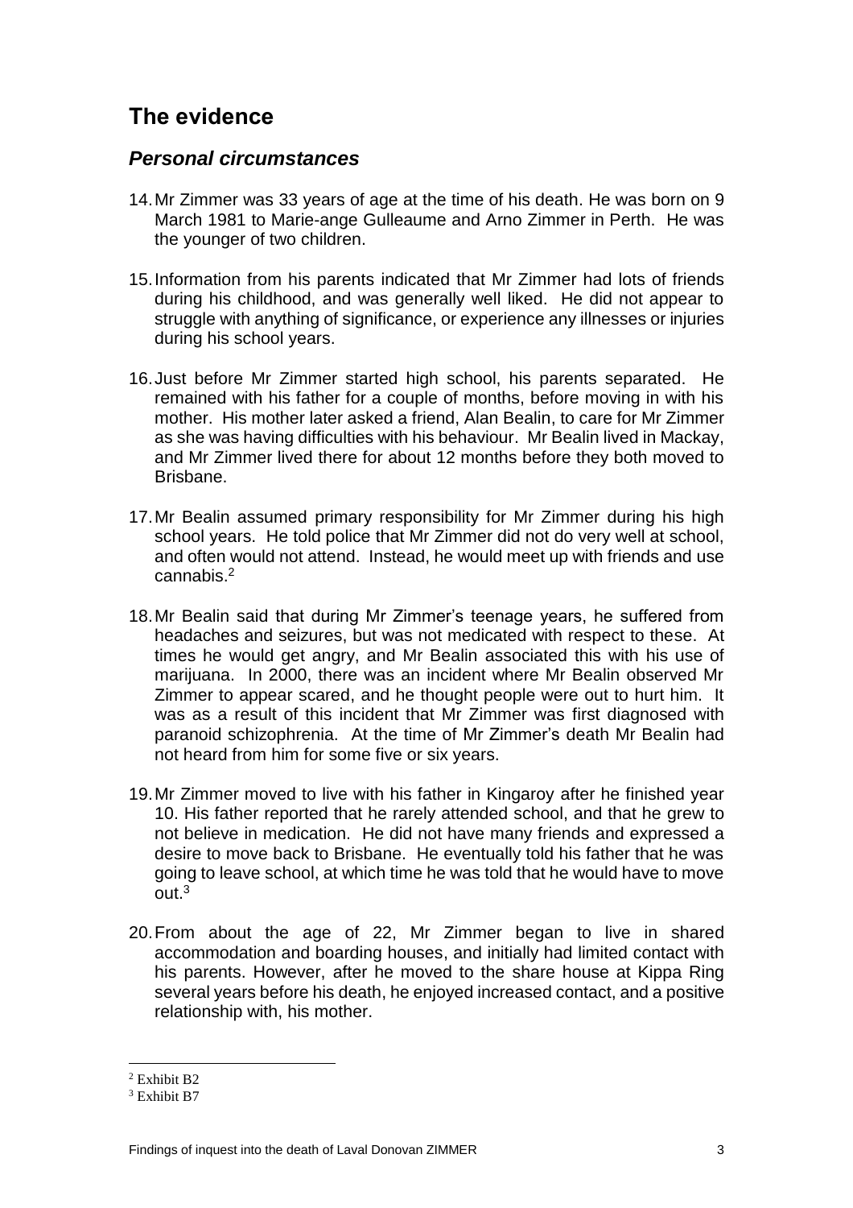# The evidence

## *Personal circumstances*

14. Mr Zimmer was 33 years of age at the time of his death. He was born on 9 March 1981 to Marie-ange Gulleaume and Arno Zimmer in Perth. He was the younger of two children.

15. Information from his parents indicated that Mr Zimmer had lots of friends during his childhood, and was generally well liked. He did not appear to struggle with anything of significance, or experience any illnesses or injuries during his school years.

16. Just before Mr Zimmer started high school, his parents separated. He remained with his father for a couple of months, before moving in with his mother. His mother later asked a friend, Alan Bealin, to care for Mr Zimmer as she was having difficulties with his behaviour. Mr Bealin lived in Mackay, and Mr Zimmer lived there for about 12 months before they both moved to Brisbane.

17. Mr Bealin assumed primary responsibility for Mr Zimmer during his high school years. He told police that Mr Zimmer did not do very well at school, and often would not attend. Instead, he would meet up with friends and use cannabis.[2]

18. Mr Bealin said that during Mr Zimmer's teenage years, he suffered from headaches and seizures, but was not medicated with respect to these. At times he would get angry, and Mr Bealin associated this with his use of marijuana. In 2000, there was an incident where Mr Bealin observed Mr Zimmer to appear scared, and he thought people were out to hurt him. It was as a result of this incident that Mr Zimmer was first diagnosed with paranoid schizophrenia. At the time of Mr Zimmer's death Mr Bealin had not heard from him for some five or six years.

19. Mr Zimmer moved to live with his father in Kingaroy after he finished year 10. His father reported that he rarely attended school, and that he grew to not believe in medication. He did not have many friends and expressed a desire to move back to Brisbane. He eventually told his father that he was going to leave school, at which time he was told that he would have to move out.[3]

20. From about the age of 22, Mr Zimmer began to live in shared accommodation and boarding houses, and initially had limited contact with his parents. However, after he moved to the share house at Kippa Ring several years before his death, he enjoyed increased contact, and a positive relationship with, his mother.

---

[2] Exhibit B2

[3] Exhibit B7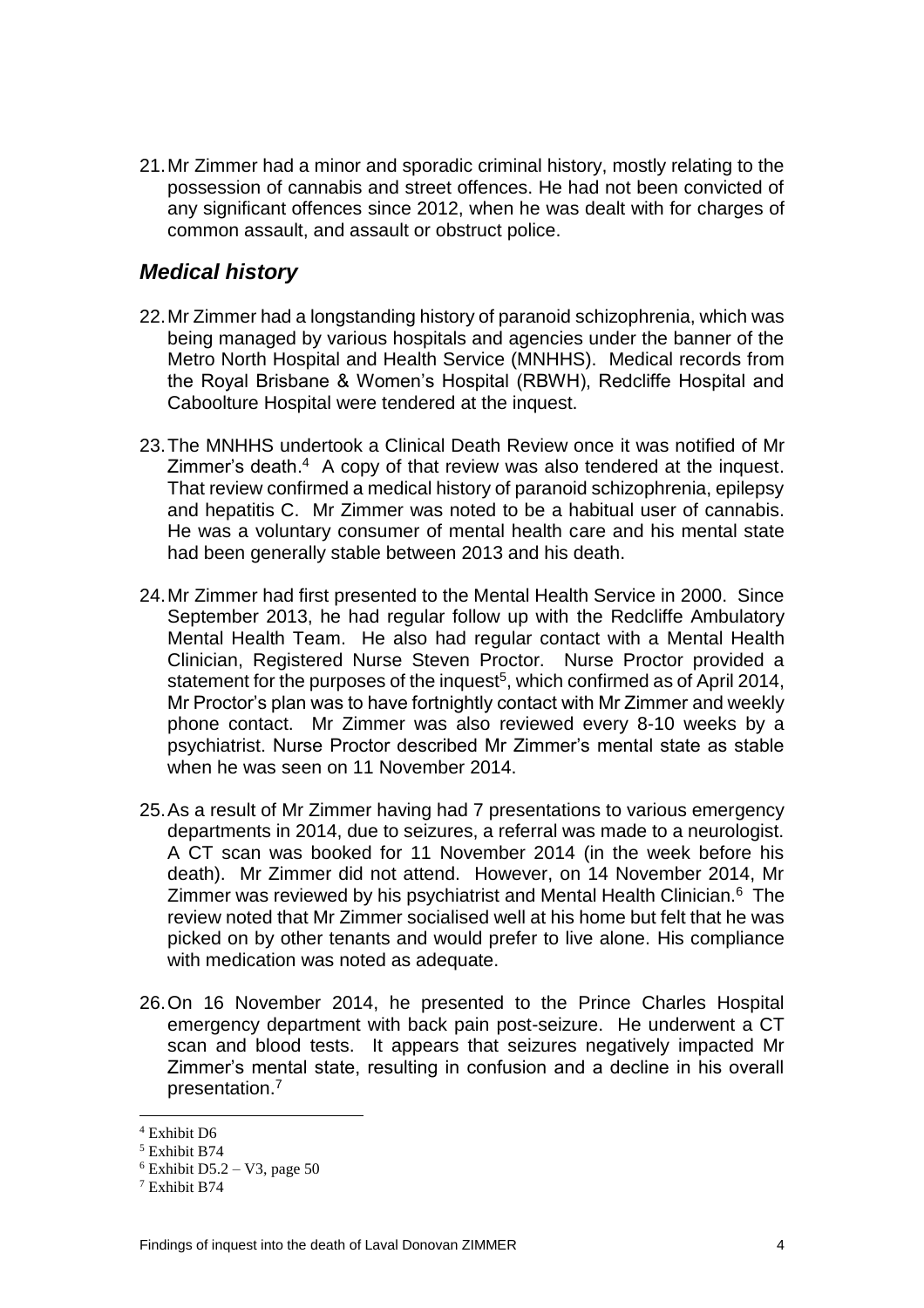21. Mr Zimmer had a minor and sporadic criminal history, mostly relating to the possession of cannabis and street offences. He had not been convicted of any significant offences since 2012, when he was dealt with for charges of common assault, and assault or obstruct police.

## *Medical history*

22. Mr Zimmer had a longstanding history of paranoid schizophrenia, which was being managed by various hospitals and agencies under the banner of the Metro North Hospital and Health Service (MNHHS). Medical records from the Royal Brisbane & Women's Hospital (RBWH), Redcliffe Hospital and Caboolture Hospital were tendered at the inquest.

23. The MNHHS undertook a Clinical Death Review once it was notified of Mr Zimmer's death.[4] A copy of that review was also tendered at the inquest. That review confirmed a medical history of paranoid schizophrenia, epilepsy and hepatitis C. Mr Zimmer was noted to be a habitual user of cannabis. He was a voluntary consumer of mental health care and his mental state had been generally stable between 2013 and his death.

24. Mr Zimmer had first presented to the Mental Health Service in 2000. Since September 2013, he had regular follow up with the Redcliffe Ambulatory Mental Health Team. He also had regular contact with a Mental Health Clinician, Registered Nurse Steven Proctor. Nurse Proctor provided a statement for the purposes of the inquest[5], which confirmed as of April 2014, Mr Proctor's plan was to have fortnightly contact with Mr Zimmer and weekly phone contact. Mr Zimmer was also reviewed every 8-10 weeks by a psychiatrist. Nurse Proctor described Mr Zimmer's mental state as stable when he was seen on 11 November 2014.

25. As a result of Mr Zimmer having had 7 presentations to various emergency departments in 2014, due to seizures, a referral was made to a neurologist. A CT scan was booked for 11 November 2014 (in the week before his death). Mr Zimmer did not attend. However, on 14 November 2014, Mr Zimmer was reviewed by his psychiatrist and Mental Health Clinician.[6] The review noted that Mr Zimmer socialised well at his home but felt that he was picked on by other tenants and would prefer to live alone. His compliance with medication was noted as adequate.

26. On 16 November 2014, he presented to the Prince Charles Hospital emergency department with back pain post-seizure. He underwent a CT scan and blood tests. It appears that seizures negatively impacted Mr Zimmer's mental state, resulting in confusion and a decline in his overall presentation.[7]

---

[4] Exhibit D6

[5] Exhibit B74

[6] Exhibit D5.2 – V3, page 50

[7] Exhibit B74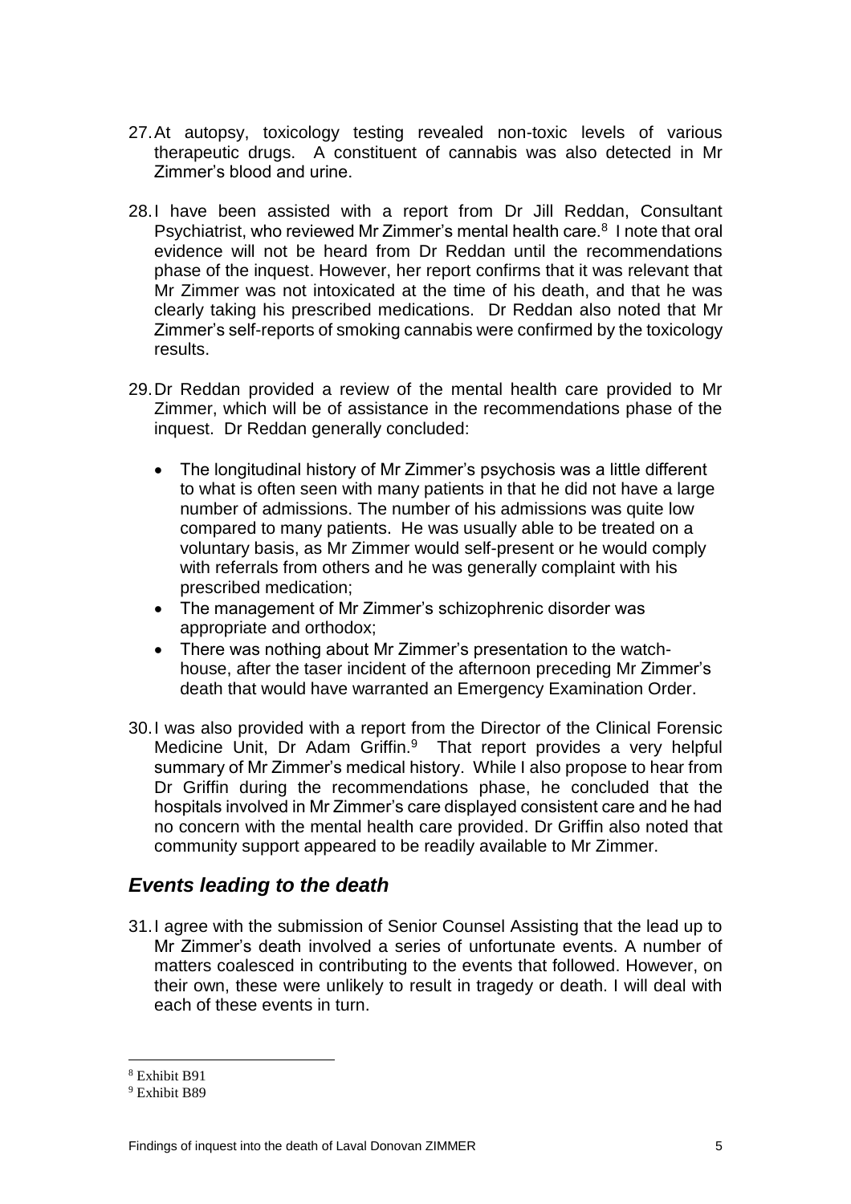27. At autopsy, toxicology testing revealed non-toxic levels of various therapeutic drugs. A constituent of cannabis was also detected in Mr Zimmer's blood and urine.

28. I have been assisted with a report from Dr Jill Reddan, Consultant Psychiatrist, who reviewed Mr Zimmer's mental health care.[8] I note that oral evidence will not be heard from Dr Reddan until the recommendations phase of the inquest. However, her report confirms that it was relevant that Mr Zimmer was not intoxicated at the time of his death, and that he was clearly taking his prescribed medications. Dr Reddan also noted that Mr Zimmer's self-reports of smoking cannabis were confirmed by the toxicology results.

29. Dr Reddan provided a review of the mental health care provided to Mr Zimmer, which will be of assistance in the recommendations phase of the inquest. Dr Reddan generally concluded:

   - The longitudinal history of Mr Zimmer's psychosis was a little different to what is often seen with many patients in that he did not have a large number of admissions. The number of his admissions was quite low compared to many patients. He was usually able to be treated on a voluntary basis, as Mr Zimmer would self-present or he would comply with referrals from others and he was generally complaint with his prescribed medication;
   - The management of Mr Zimmer's schizophrenic disorder was appropriate and orthodox;
   - There was nothing about Mr Zimmer's presentation to the watch-house, after the taser incident of the afternoon preceding Mr Zimmer's death that would have warranted an Emergency Examination Order.

30. I was also provided with a report from the Director of the Clinical Forensic Medicine Unit, Dr Adam Griffin.[9] That report provides a very helpful summary of Mr Zimmer's medical history. While I also propose to hear from Dr Griffin during the recommendations phase, he concluded that the hospitals involved in Mr Zimmer's care displayed consistent care and he had no concern with the mental health care provided. Dr Griffin also noted that community support appeared to be readily available to Mr Zimmer.

## *Events leading to the death*

31. I agree with the submission of Senior Counsel Assisting that the lead up to Mr Zimmer's death involved a series of unfortunate events. A number of matters coalesced in contributing to the events that followed. However, on their own, these were unlikely to result in tragedy or death. I will deal with each of these events in turn.

---

[8] Exhibit B91

[9] Exhibit B89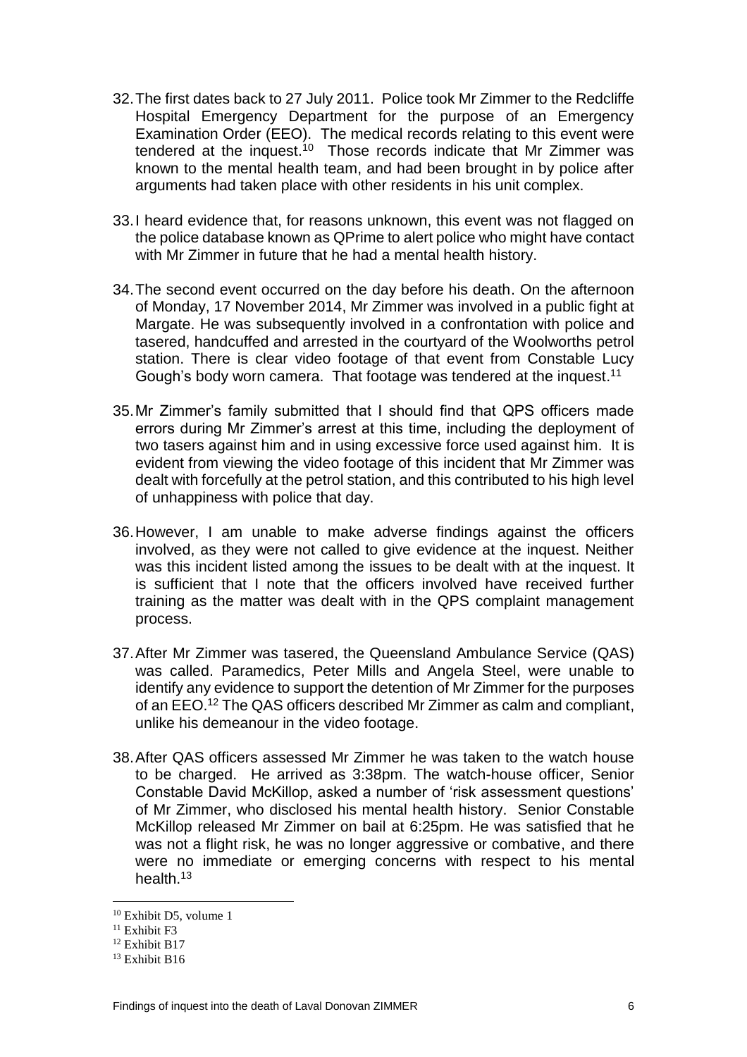32. The first dates back to 27 July 2011. Police took Mr Zimmer to the Redcliffe Hospital Emergency Department for the purpose of an Emergency Examination Order (EEO). The medical records relating to this event were tendered at the inquest.[10] Those records indicate that Mr Zimmer was known to the mental health team, and had been brought in by police after arguments had taken place with other residents in his unit complex.

33. I heard evidence that, for reasons unknown, this event was not flagged on the police database known as QPrime to alert police who might have contact with Mr Zimmer in future that he had a mental health history.

34. The second event occurred on the day before his death. On the afternoon of Monday, 17 November 2014, Mr Zimmer was involved in a public fight at Margate. He was subsequently involved in a confrontation with police and tasered, handcuffed and arrested in the courtyard of the Woolworths petrol station. There is clear video footage of that event from Constable Lucy Gough's body worn camera. That footage was tendered at the inquest.[11]

35. Mr Zimmer's family submitted that I should find that QPS officers made errors during Mr Zimmer's arrest at this time, including the deployment of two tasers against him and in using excessive force used against him. It is evident from viewing the video footage of this incident that Mr Zimmer was dealt with forcefully at the petrol station, and this contributed to his high level of unhappiness with police that day.

36. However, I am unable to make adverse findings against the officers involved, as they were not called to give evidence at the inquest. Neither was this incident listed among the issues to be dealt with at the inquest. It is sufficient that I note that the officers involved have received further training as the matter was dealt with in the QPS complaint management process.

37. After Mr Zimmer was tasered, the Queensland Ambulance Service (QAS) was called. Paramedics, Peter Mills and Angela Steel, were unable to identify any evidence to support the detention of Mr Zimmer for the purposes of an EEO.[12] The QAS officers described Mr Zimmer as calm and compliant, unlike his demeanour in the video footage.

38. After QAS officers assessed Mr Zimmer he was taken to the watch house to be charged. He arrived as 3:38pm. The watch-house officer, Senior Constable David McKillop, asked a number of 'risk assessment questions' of Mr Zimmer, who disclosed his mental health history. Senior Constable McKillop released Mr Zimmer on bail at 6:25pm. He was satisfied that he was not a flight risk, he was no longer aggressive or combative, and there were no immediate or emerging concerns with respect to his mental health.[13]

---

[10] Exhibit D5, volume 1

[11] Exhibit F3

[12] Exhibit B17

[13] Exhibit B16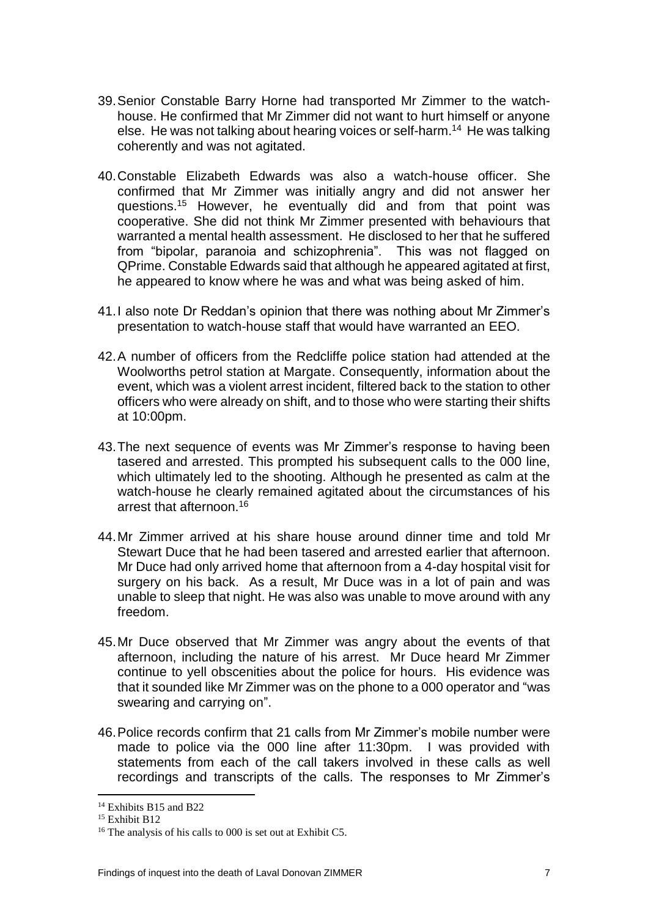39. Senior Constable Barry Horne had transported Mr Zimmer to the watch-house. He confirmed that Mr Zimmer did not want to hurt himself or anyone else. He was not talking about hearing voices or self-harm.[14] He was talking coherently and was not agitated.

40. Constable Elizabeth Edwards was also a watch-house officer. She confirmed that Mr Zimmer was initially angry and did not answer her questions.[15] However, he eventually did and from that point was cooperative. She did not think Mr Zimmer presented with behaviours that warranted a mental health assessment. He disclosed to her that he suffered from "bipolar, paranoia and schizophrenia". This was not flagged on QPrime. Constable Edwards said that although he appeared agitated at first, he appeared to know where he was and what was being asked of him.

41. I also note Dr Reddan's opinion that there was nothing about Mr Zimmer's presentation to watch-house staff that would have warranted an EEO.

42. A number of officers from the Redcliffe police station had attended at the Woolworths petrol station at Margate. Consequently, information about the event, which was a violent arrest incident, filtered back to the station to other officers who were already on shift, and to those who were starting their shifts at 10:00pm.

43. The next sequence of events was Mr Zimmer's response to having been tasered and arrested. This prompted his subsequent calls to the 000 line, which ultimately led to the shooting. Although he presented as calm at the watch-house he clearly remained agitated about the circumstances of his arrest that afternoon.[16]

44. Mr Zimmer arrived at his share house around dinner time and told Mr Stewart Duce that he had been tasered and arrested earlier that afternoon. Mr Duce had only arrived home that afternoon from a 4-day hospital visit for surgery on his back. As a result, Mr Duce was in a lot of pain and was unable to sleep that night. He was also was unable to move around with any freedom.

45. Mr Duce observed that Mr Zimmer was angry about the events of that afternoon, including the nature of his arrest. Mr Duce heard Mr Zimmer continue to yell obscenities about the police for hours. His evidence was that it sounded like Mr Zimmer was on the phone to a 000 operator and "was swearing and carrying on".

46. Police records confirm that 21 calls from Mr Zimmer's mobile number were made to police via the 000 line after 11:30pm. I was provided with statements from each of the call takers involved in these calls as well recordings and transcripts of the calls. The responses to Mr Zimmer's

---

[14] Exhibits B15 and B22

[15] Exhibit B12

[16] The analysis of his calls to 000 is set out at Exhibit C5.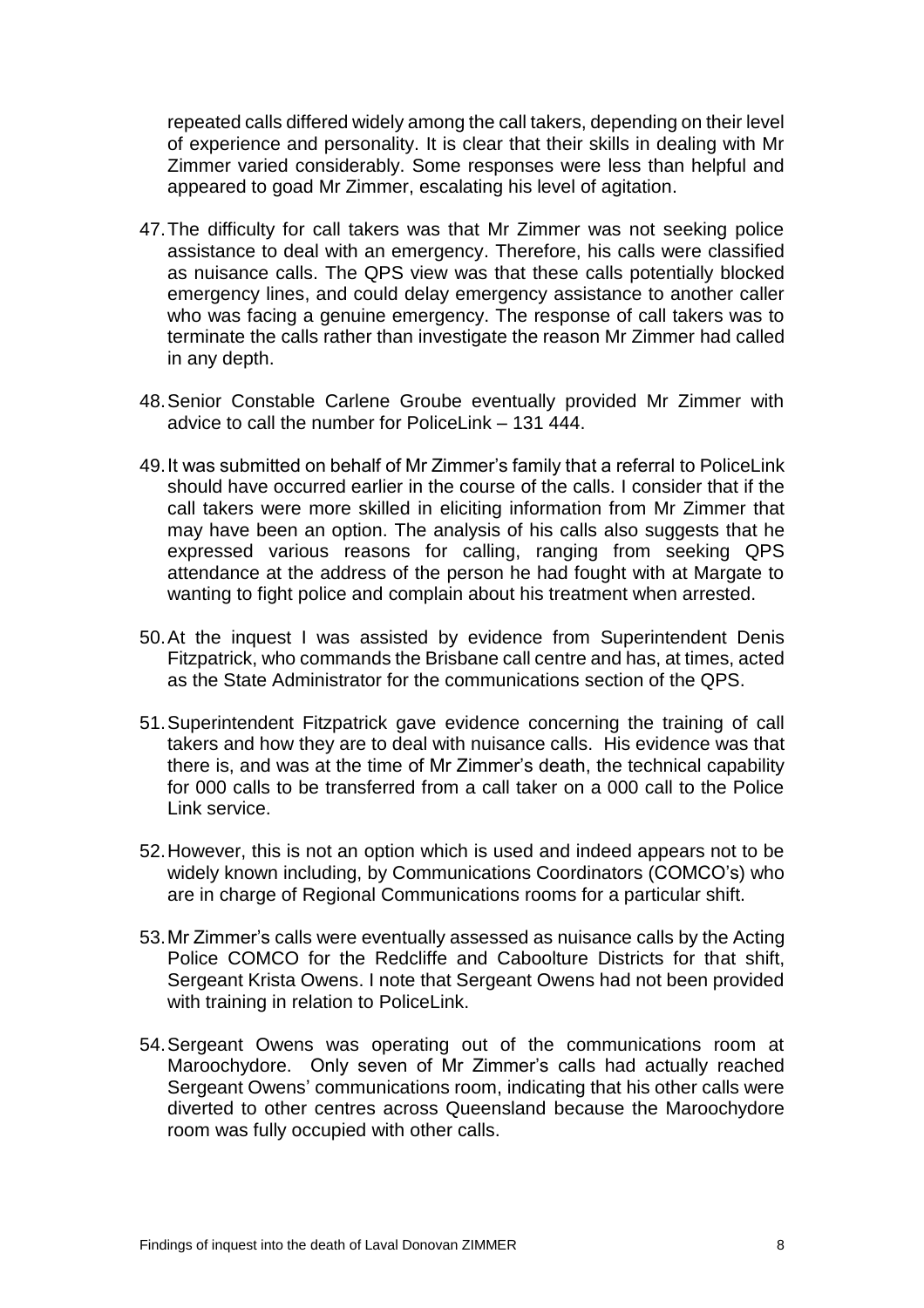repeated calls differed widely among the call takers, depending on their level of experience and personality. It is clear that their skills in dealing with Mr Zimmer varied considerably. Some responses were less than helpful and appeared to goad Mr Zimmer, escalating his level of agitation.

47. The difficulty for call takers was that Mr Zimmer was not seeking police assistance to deal with an emergency. Therefore, his calls were classified as nuisance calls. The QPS view was that these calls potentially blocked emergency lines, and could delay emergency assistance to another caller who was facing a genuine emergency. The response of call takers was to terminate the calls rather than investigate the reason Mr Zimmer had called in any depth.

48. Senior Constable Carlene Groube eventually provided Mr Zimmer with advice to call the number for PoliceLink – 131 444.

49. It was submitted on behalf of Mr Zimmer's family that a referral to PoliceLink should have occurred earlier in the course of the calls. I consider that if the call takers were more skilled in eliciting information from Mr Zimmer that may have been an option. The analysis of his calls also suggests that he expressed various reasons for calling, ranging from seeking QPS attendance at the address of the person he had fought with at Margate to wanting to fight police and complain about his treatment when arrested.

50. At the inquest I was assisted by evidence from Superintendent Denis Fitzpatrick, who commands the Brisbane call centre and has, at times, acted as the State Administrator for the communications section of the QPS.

51. Superintendent Fitzpatrick gave evidence concerning the training of call takers and how they are to deal with nuisance calls. His evidence was that there is, and was at the time of Mr Zimmer's death, the technical capability for 000 calls to be transferred from a call taker on a 000 call to the Police Link service.

52. However, this is not an option which is used and indeed appears not to be widely known including, by Communications Coordinators (COMCO's) who are in charge of Regional Communications rooms for a particular shift.

53. Mr Zimmer's calls were eventually assessed as nuisance calls by the Acting Police COMCO for the Redcliffe and Caboolture Districts for that shift, Sergeant Krista Owens. I note that Sergeant Owens had not been provided with training in relation to PoliceLink.

54. Sergeant Owens was operating out of the communications room at Maroochydore. Only seven of Mr Zimmer's calls had actually reached Sergeant Owens' communications room, indicating that his other calls were diverted to other centres across Queensland because the Maroochydore room was fully occupied with other calls.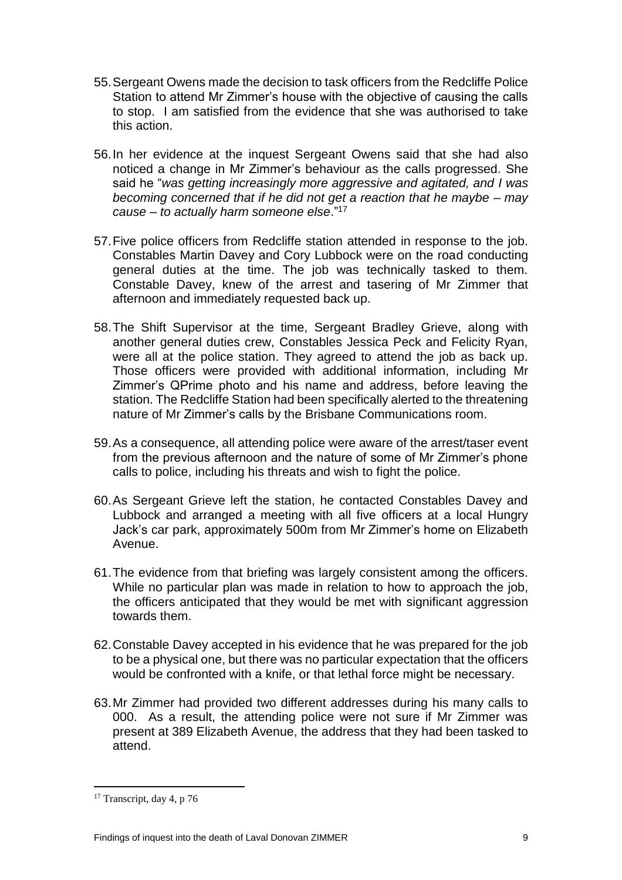55. Sergeant Owens made the decision to task officers from the Redcliffe Police Station to attend Mr Zimmer's house with the objective of causing the calls to stop. I am satisfied from the evidence that she was authorised to take this action.

56. In her evidence at the inquest Sergeant Owens said that she had also noticed a change in Mr Zimmer's behaviour as the calls progressed. She said he "*was getting increasingly more aggressive and agitated, and I was becoming concerned that if he did not get a reaction that he maybe – may cause – to actually harm someone else*."[17]

57. Five police officers from Redcliffe station attended in response to the job. Constables Martin Davey and Cory Lubbock were on the road conducting general duties at the time. The job was technically tasked to them. Constable Davey, knew of the arrest and tasering of Mr Zimmer that afternoon and immediately requested back up.

58. The Shift Supervisor at the time, Sergeant Bradley Grieve, along with another general duties crew, Constables Jessica Peck and Felicity Ryan, were all at the police station. They agreed to attend the job as back up. Those officers were provided with additional information, including Mr Zimmer's QPrime photo and his name and address, before leaving the station. The Redcliffe Station had been specifically alerted to the threatening nature of Mr Zimmer's calls by the Brisbane Communications room.

59. As a consequence, all attending police were aware of the arrest/taser event from the previous afternoon and the nature of some of Mr Zimmer's phone calls to police, including his threats and wish to fight the police.

60. As Sergeant Grieve left the station, he contacted Constables Davey and Lubbock and arranged a meeting with all five officers at a local Hungry Jack's car park, approximately 500m from Mr Zimmer's home on Elizabeth Avenue.

61. The evidence from that briefing was largely consistent among the officers. While no particular plan was made in relation to how to approach the job, the officers anticipated that they would be met with significant aggression towards them.

62. Constable Davey accepted in his evidence that he was prepared for the job to be a physical one, but there was no particular expectation that the officers would be confronted with a knife, or that lethal force might be necessary.

63. Mr Zimmer had provided two different addresses during his many calls to 000. As a result, the attending police were not sure if Mr Zimmer was present at 389 Elizabeth Avenue, the address that they had been tasked to attend.

---

[17] Transcript, day 4, p 76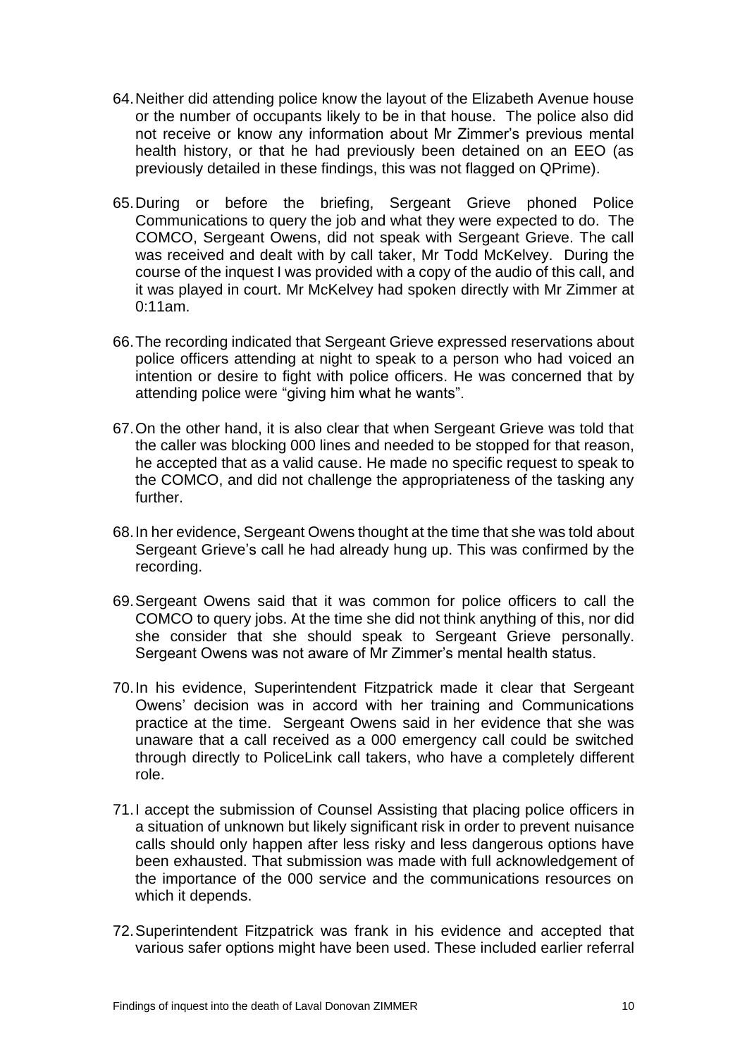64. Neither did attending police know the layout of the Elizabeth Avenue house or the number of occupants likely to be in that house. The police also did not receive or know any information about Mr Zimmer's previous mental health history, or that he had previously been detained on an EEO (as previously detailed in these findings, this was not flagged on QPrime).

65. During or before the briefing, Sergeant Grieve phoned Police Communications to query the job and what they were expected to do. The COMCO, Sergeant Owens, did not speak with Sergeant Grieve. The call was received and dealt with by call taker, Mr Todd McKelvey. During the course of the inquest I was provided with a copy of the audio of this call, and it was played in court. Mr McKelvey had spoken directly with Mr Zimmer at 0:11am.

66. The recording indicated that Sergeant Grieve expressed reservations about police officers attending at night to speak to a person who had voiced an intention or desire to fight with police officers. He was concerned that by attending police were "giving him what he wants".

67. On the other hand, it is also clear that when Sergeant Grieve was told that the caller was blocking 000 lines and needed to be stopped for that reason, he accepted that as a valid cause. He made no specific request to speak to the COMCO, and did not challenge the appropriateness of the tasking any further.

68. In her evidence, Sergeant Owens thought at the time that she was told about Sergeant Grieve's call he had already hung up. This was confirmed by the recording.

69. Sergeant Owens said that it was common for police officers to call the COMCO to query jobs. At the time she did not think anything of this, nor did she consider that she should speak to Sergeant Grieve personally. Sergeant Owens was not aware of Mr Zimmer's mental health status.

70. In his evidence, Superintendent Fitzpatrick made it clear that Sergeant Owens' decision was in accord with her training and Communications practice at the time. Sergeant Owens said in her evidence that she was unaware that a call received as a 000 emergency call could be switched through directly to PoliceLink call takers, who have a completely different role.

71. I accept the submission of Counsel Assisting that placing police officers in a situation of unknown but likely significant risk in order to prevent nuisance calls should only happen after less risky and less dangerous options have been exhausted. That submission was made with full acknowledgement of the importance of the 000 service and the communications resources on which it depends.

72. Superintendent Fitzpatrick was frank in his evidence and accepted that various safer options might have been used. These included earlier referral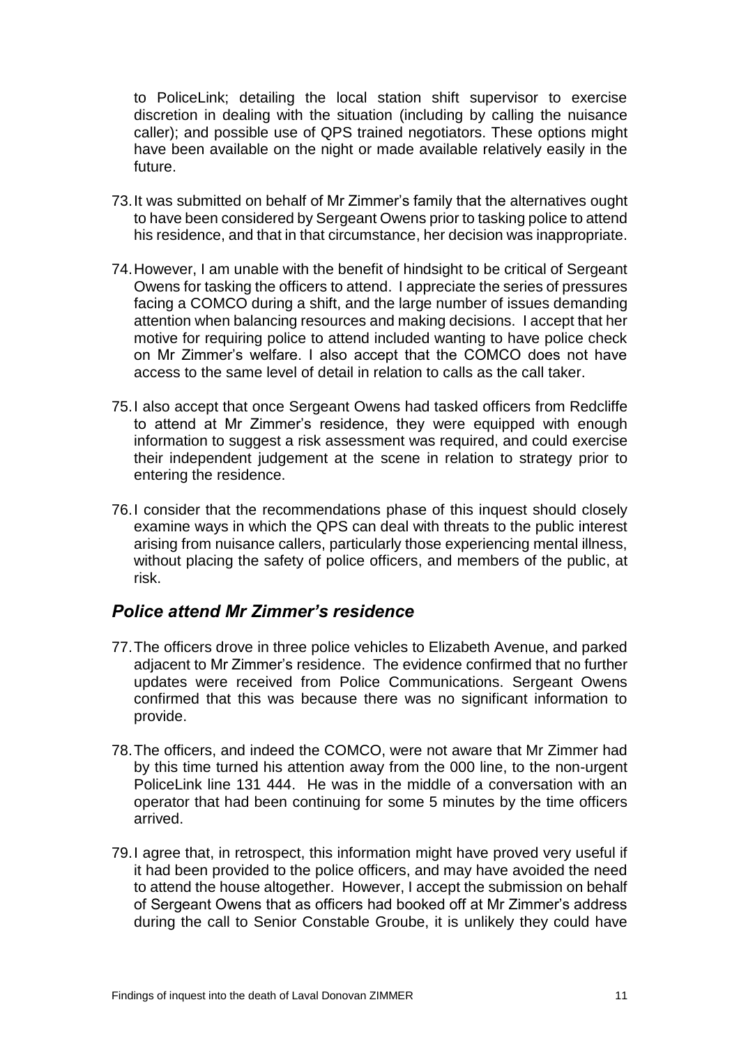to PoliceLink; detailing the local station shift supervisor to exercise discretion in dealing with the situation (including by calling the nuisance caller); and possible use of QPS trained negotiators. These options might have been available on the night or made available relatively easily in the future.

73. It was submitted on behalf of Mr Zimmer's family that the alternatives ought to have been considered by Sergeant Owens prior to tasking police to attend his residence, and that in that circumstance, her decision was inappropriate.

74. However, I am unable with the benefit of hindsight to be critical of Sergeant Owens for tasking the officers to attend. I appreciate the series of pressures facing a COMCO during a shift, and the large number of issues demanding attention when balancing resources and making decisions. I accept that her motive for requiring police to attend included wanting to have police check on Mr Zimmer's welfare. I also accept that the COMCO does not have access to the same level of detail in relation to calls as the call taker.

75. I also accept that once Sergeant Owens had tasked officers from Redcliffe to attend at Mr Zimmer's residence, they were equipped with enough information to suggest a risk assessment was required, and could exercise their independent judgement at the scene in relation to strategy prior to entering the residence.

76. I consider that the recommendations phase of this inquest should closely examine ways in which the QPS can deal with threats to the public interest arising from nuisance callers, particularly those experiencing mental illness, without placing the safety of police officers, and members of the public, at risk.

## *Police attend Mr Zimmer's residence*

77. The officers drove in three police vehicles to Elizabeth Avenue, and parked adjacent to Mr Zimmer's residence. The evidence confirmed that no further updates were received from Police Communications. Sergeant Owens confirmed that this was because there was no significant information to provide.

78. The officers, and indeed the COMCO, were not aware that Mr Zimmer had by this time turned his attention away from the 000 line, to the non-urgent PoliceLink line 131 444. He was in the middle of a conversation with an operator that had been continuing for some 5 minutes by the time officers arrived.

79. I agree that, in retrospect, this information might have proved very useful if it had been provided to the police officers, and may have avoided the need to attend the house altogether. However, I accept the submission on behalf of Sergeant Owens that as officers had booked off at Mr Zimmer's address during the call to Senior Constable Groube, it is unlikely they could have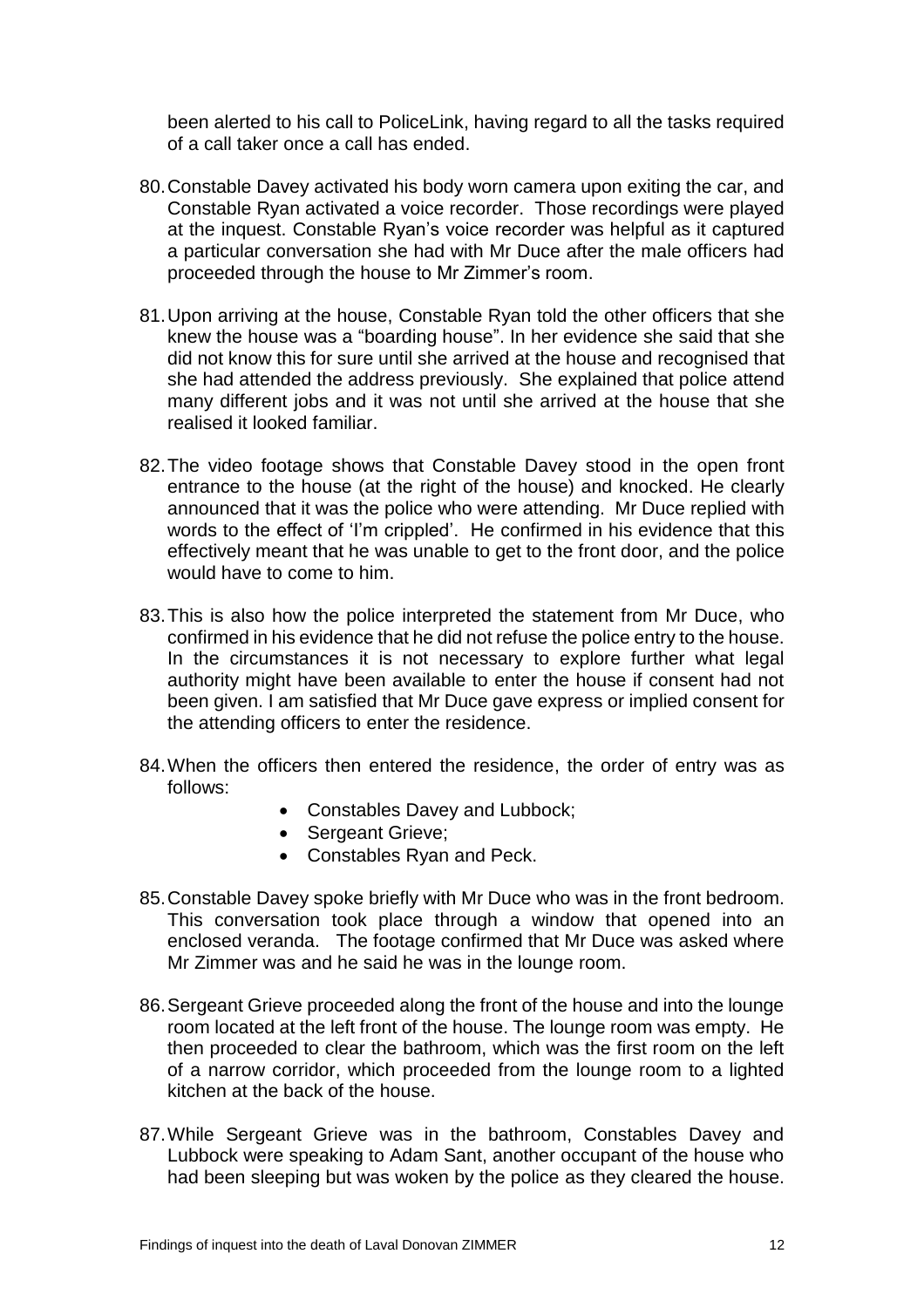been alerted to his call to PoliceLink, having regard to all the tasks required of a call taker once a call has ended.

80. Constable Davey activated his body worn camera upon exiting the car, and Constable Ryan activated a voice recorder. Those recordings were played at the inquest. Constable Ryan's voice recorder was helpful as it captured a particular conversation she had with Mr Duce after the male officers had proceeded through the house to Mr Zimmer's room.

81. Upon arriving at the house, Constable Ryan told the other officers that she knew the house was a "boarding house". In her evidence she said that she did not know this for sure until she arrived at the house and recognised that she had attended the address previously. She explained that police attend many different jobs and it was not until she arrived at the house that she realised it looked familiar.

82. The video footage shows that Constable Davey stood in the open front entrance to the house (at the right of the house) and knocked. He clearly announced that it was the police who were attending. Mr Duce replied with words to the effect of 'I'm crippled'. He confirmed in his evidence that this effectively meant that he was unable to get to the front door, and the police would have to come to him.

83. This is also how the police interpreted the statement from Mr Duce, who confirmed in his evidence that he did not refuse the police entry to the house. In the circumstances it is not necessary to explore further what legal authority might have been available to enter the house if consent had not been given. I am satisfied that Mr Duce gave express or implied consent for the attending officers to enter the residence.

84. When the officers then entered the residence, the order of entry was as follows:
    - Constables Davey and Lubbock;
    - Sergeant Grieve;
    - Constables Ryan and Peck.

85. Constable Davey spoke briefly with Mr Duce who was in the front bedroom. This conversation took place through a window that opened into an enclosed veranda. The footage confirmed that Mr Duce was asked where Mr Zimmer was and he said he was in the lounge room.

86. Sergeant Grieve proceeded along the front of the house and into the lounge room located at the left front of the house. The lounge room was empty. He then proceeded to clear the bathroom, which was the first room on the left of a narrow corridor, which proceeded from the lounge room to a lighted kitchen at the back of the house.

87. While Sergeant Grieve was in the bathroom, Constables Davey and Lubbock were speaking to Adam Sant, another occupant of the house who had been sleeping but was woken by the police as they cleared the house.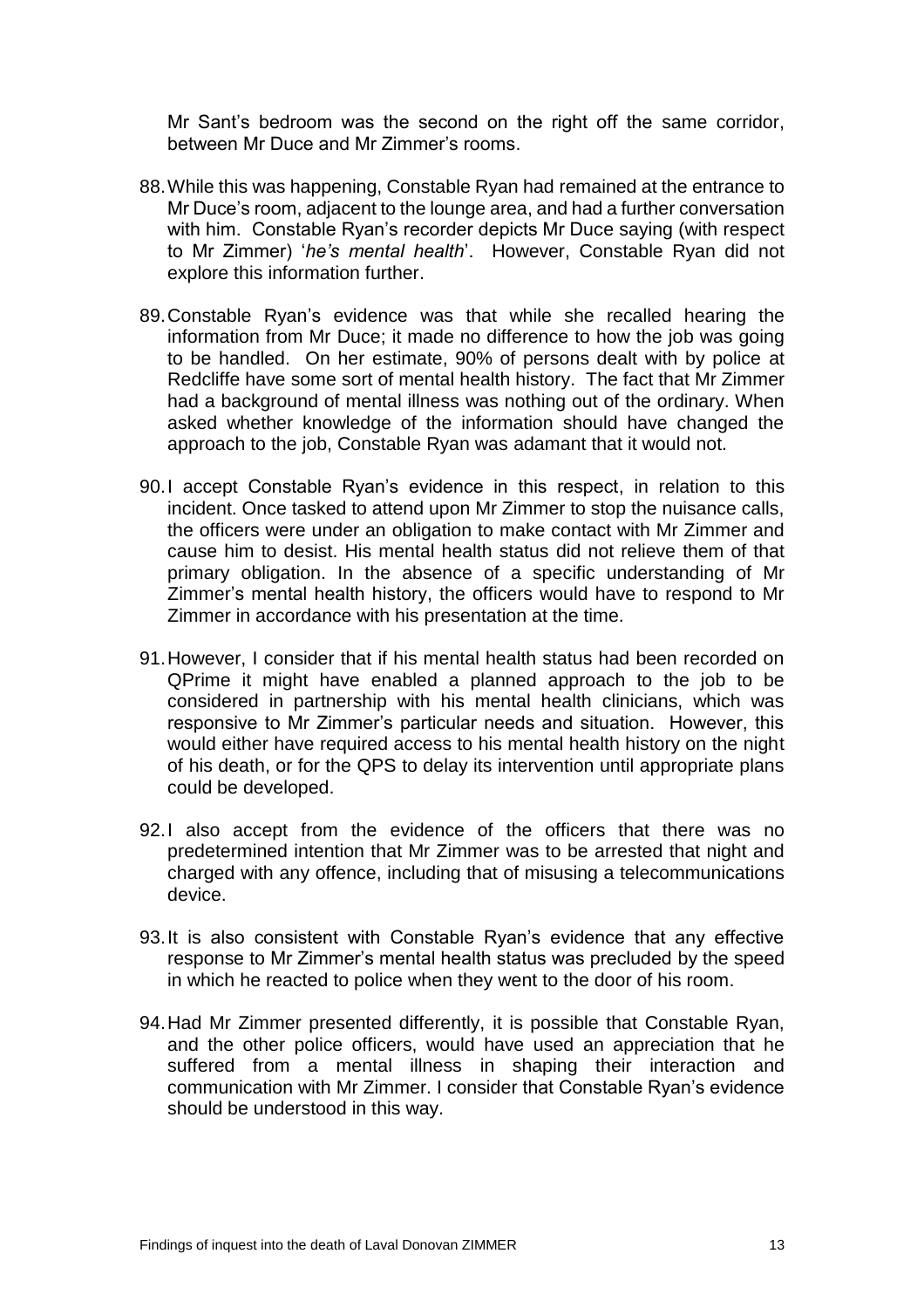Mr Sant's bedroom was the second on the right off the same corridor, between Mr Duce and Mr Zimmer's rooms.

88. While this was happening, Constable Ryan had remained at the entrance to Mr Duce's room, adjacent to the lounge area, and had a further conversation with him. Constable Ryan's recorder depicts Mr Duce saying (with respect to Mr Zimmer) '*he's mental health*'. However, Constable Ryan did not explore this information further.

89. Constable Ryan's evidence was that while she recalled hearing the information from Mr Duce; it made no difference to how the job was going to be handled. On her estimate, 90% of persons dealt with by police at Redcliffe have some sort of mental health history. The fact that Mr Zimmer had a background of mental illness was nothing out of the ordinary. When asked whether knowledge of the information should have changed the approach to the job, Constable Ryan was adamant that it would not.

90. I accept Constable Ryan's evidence in this respect, in relation to this incident. Once tasked to attend upon Mr Zimmer to stop the nuisance calls, the officers were under an obligation to make contact with Mr Zimmer and cause him to desist. His mental health status did not relieve them of that primary obligation. In the absence of a specific understanding of Mr Zimmer's mental health history, the officers would have to respond to Mr Zimmer in accordance with his presentation at the time.

91. However, I consider that if his mental health status had been recorded on QPrime it might have enabled a planned approach to the job to be considered in partnership with his mental health clinicians, which was responsive to Mr Zimmer's particular needs and situation. However, this would either have required access to his mental health history on the night of his death, or for the QPS to delay its intervention until appropriate plans could be developed.

92. I also accept from the evidence of the officers that there was no predetermined intention that Mr Zimmer was to be arrested that night and charged with any offence, including that of misusing a telecommunications device.

93. It is also consistent with Constable Ryan's evidence that any effective response to Mr Zimmer's mental health status was precluded by the speed in which he reacted to police when they went to the door of his room.

94. Had Mr Zimmer presented differently, it is possible that Constable Ryan, and the other police officers, would have used an appreciation that he suffered from a mental illness in shaping their interaction and communication with Mr Zimmer. I consider that Constable Ryan's evidence should be understood in this way.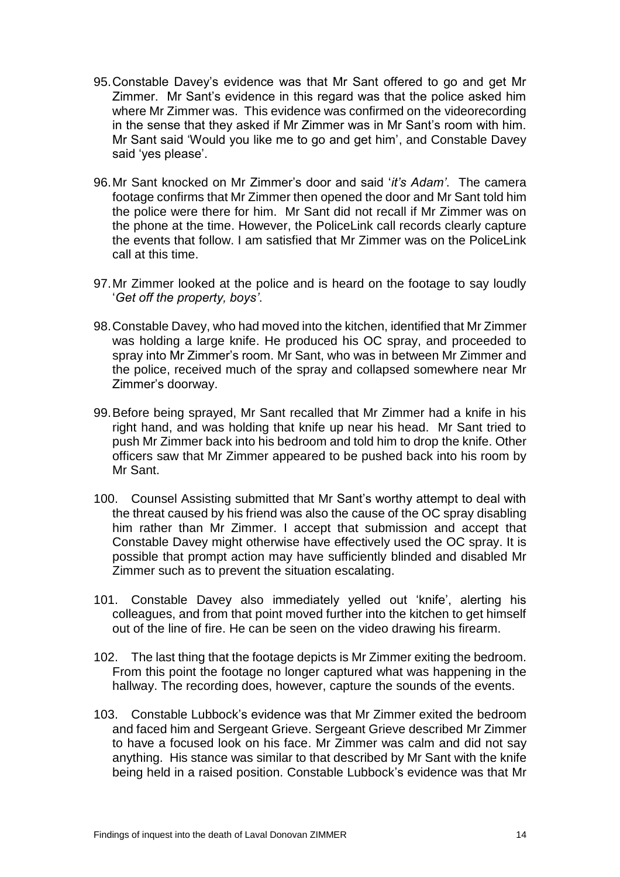95. Constable Davey's evidence was that Mr Sant offered to go and get Mr Zimmer. Mr Sant's evidence in this regard was that the police asked him where Mr Zimmer was. This evidence was confirmed on the videorecording in the sense that they asked if Mr Zimmer was in Mr Sant's room with him. Mr Sant said 'Would you like me to go and get him', and Constable Davey said 'yes please'.

96. Mr Sant knocked on Mr Zimmer's door and said '*it's Adam'*. The camera footage confirms that Mr Zimmer then opened the door and Mr Sant told him the police were there for him. Mr Sant did not recall if Mr Zimmer was on the phone at the time. However, the PoliceLink call records clearly capture the events that follow. I am satisfied that Mr Zimmer was on the PoliceLink call at this time.

97. Mr Zimmer looked at the police and is heard on the footage to say loudly '*Get off the property, boys'*.

98. Constable Davey, who had moved into the kitchen, identified that Mr Zimmer was holding a large knife. He produced his OC spray, and proceeded to spray into Mr Zimmer's room. Mr Sant, who was in between Mr Zimmer and the police, received much of the spray and collapsed somewhere near Mr Zimmer's doorway.

99. Before being sprayed, Mr Sant recalled that Mr Zimmer had a knife in his right hand, and was holding that knife up near his head. Mr Sant tried to push Mr Zimmer back into his bedroom and told him to drop the knife. Other officers saw that Mr Zimmer appeared to be pushed back into his room by Mr Sant.

100. Counsel Assisting submitted that Mr Sant's worthy attempt to deal with the threat caused by his friend was also the cause of the OC spray disabling him rather than Mr Zimmer. I accept that submission and accept that Constable Davey might otherwise have effectively used the OC spray. It is possible that prompt action may have sufficiently blinded and disabled Mr Zimmer such as to prevent the situation escalating.

101. Constable Davey also immediately yelled out 'knife', alerting his colleagues, and from that point moved further into the kitchen to get himself out of the line of fire. He can be seen on the video drawing his firearm.

102. The last thing that the footage depicts is Mr Zimmer exiting the bedroom. From this point the footage no longer captured what was happening in the hallway. The recording does, however, capture the sounds of the events.

103. Constable Lubbock's evidence was that Mr Zimmer exited the bedroom and faced him and Sergeant Grieve. Sergeant Grieve described Mr Zimmer to have a focused look on his face. Mr Zimmer was calm and did not say anything. His stance was similar to that described by Mr Sant with the knife being held in a raised position. Constable Lubbock's evidence was that Mr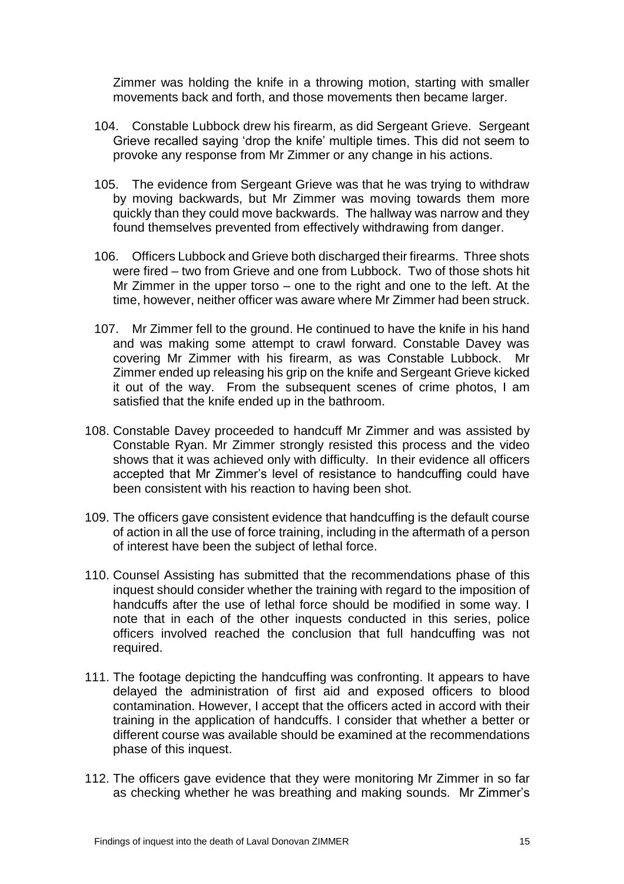Zimmer was holding the knife in a throwing motion, starting with smaller movements back and forth, and those movements then became larger.

104. Constable Lubbock drew his firearm, as did Sergeant Grieve. Sergeant Grieve recalled saying 'drop the knife' multiple times. This did not seem to provoke any response from Mr Zimmer or any change in his actions.

105. The evidence from Sergeant Grieve was that he was trying to withdraw by moving backwards, but Mr Zimmer was moving towards them more quickly than they could move backwards. The hallway was narrow and they found themselves prevented from effectively withdrawing from danger.

106. Officers Lubbock and Grieve both discharged their firearms. Three shots were fired – two from Grieve and one from Lubbock. Two of those shots hit Mr Zimmer in the upper torso – one to the right and one to the left. At the time, however, neither officer was aware where Mr Zimmer had been struck.

107. Mr Zimmer fell to the ground. He continued to have the knife in his hand and was making some attempt to crawl forward. Constable Davey was covering Mr Zimmer with his firearm, as was Constable Lubbock. Mr Zimmer ended up releasing his grip on the knife and Sergeant Grieve kicked it out of the way. From the subsequent scenes of crime photos, I am satisfied that the knife ended up in the bathroom.

108. Constable Davey proceeded to handcuff Mr Zimmer and was assisted by Constable Ryan. Mr Zimmer strongly resisted this process and the video shows that it was achieved only with difficulty. In their evidence all officers accepted that Mr Zimmer's level of resistance to handcuffing could have been consistent with his reaction to having been shot.

109. The officers gave consistent evidence that handcuffing is the default course of action in all the use of force training, including in the aftermath of a person of interest have been the subject of lethal force.

110. Counsel Assisting has submitted that the recommendations phase of this inquest should consider whether the training with regard to the imposition of handcuffs after the use of lethal force should be modified in some way. I note that in each of the other inquests conducted in this series, police officers involved reached the conclusion that full handcuffing was not required.

111. The footage depicting the handcuffing was confronting. It appears to have delayed the administration of first aid and exposed officers to blood contamination. However, I accept that the officers acted in accord with their training in the application of handcuffs. I consider that whether a better or different course was available should be examined at the recommendations phase of this inquest.

112. The officers gave evidence that they were monitoring Mr Zimmer in so far as checking whether he was breathing and making sounds. Mr Zimmer's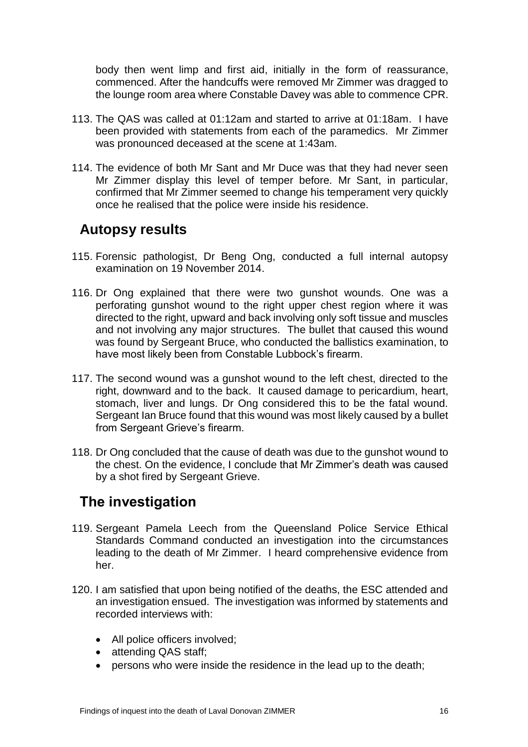body then went limp and first aid, initially in the form of reassurance, commenced. After the handcuffs were removed Mr Zimmer was dragged to the lounge room area where Constable Davey was able to commence CPR.

113. The QAS was called at 01:12am and started to arrive at 01:18am. I have been provided with statements from each of the paramedics. Mr Zimmer was pronounced deceased at the scene at 1:43am.

114. The evidence of both Mr Sant and Mr Duce was that they had never seen Mr Zimmer display this level of temper before. Mr Sant, in particular, confirmed that Mr Zimmer seemed to change his temperament very quickly once he realised that the police were inside his residence.

## Autopsy results

115. Forensic pathologist, Dr Beng Ong, conducted a full internal autopsy examination on 19 November 2014.

116. Dr Ong explained that there were two gunshot wounds. One was a perforating gunshot wound to the right upper chest region where it was directed to the right, upward and back involving only soft tissue and muscles and not involving any major structures. The bullet that caused this wound was found by Sergeant Bruce, who conducted the ballistics examination, to have most likely been from Constable Lubbock's firearm.

117. The second wound was a gunshot wound to the left chest, directed to the right, downward and to the back. It caused damage to pericardium, heart, stomach, liver and lungs. Dr Ong considered this to be the fatal wound. Sergeant Ian Bruce found that this wound was most likely caused by a bullet from Sergeant Grieve's firearm.

118. Dr Ong concluded that the cause of death was due to the gunshot wound to the chest. On the evidence, I conclude that Mr Zimmer's death was caused by a shot fired by Sergeant Grieve.

## The investigation

119. Sergeant Pamela Leech from the Queensland Police Service Ethical Standards Command conducted an investigation into the circumstances leading to the death of Mr Zimmer. I heard comprehensive evidence from her.

120. I am satisfied that upon being notified of the deaths, the ESC attended and an investigation ensued. The investigation was informed by statements and recorded interviews with:

    - All police officers involved;
    - attending QAS staff;
    - persons who were inside the residence in the lead up to the death;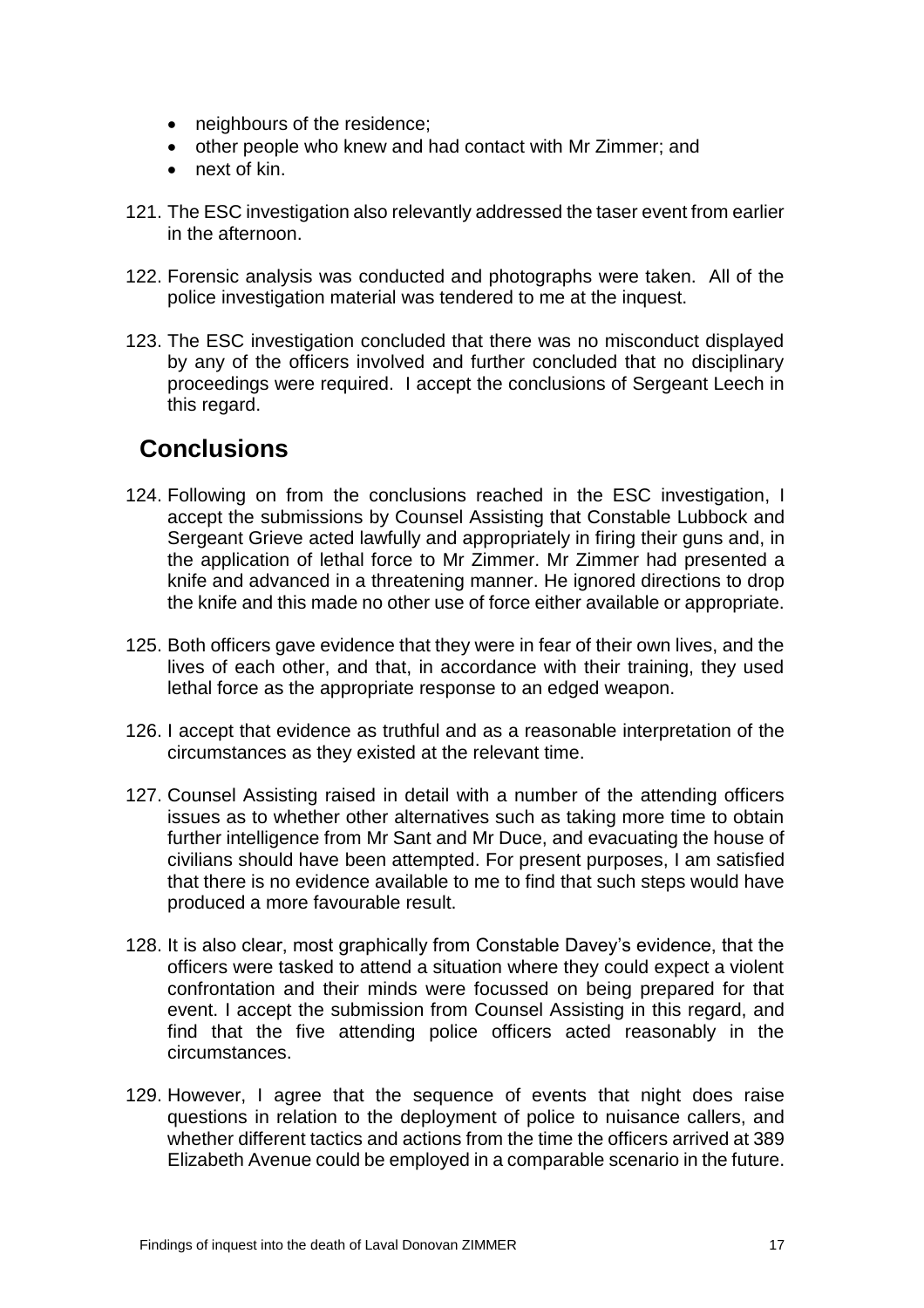- neighbours of the residence;
- other people who knew and had contact with Mr Zimmer; and
- next of kin.

121. The ESC investigation also relevantly addressed the taser event from earlier in the afternoon.

122. Forensic analysis was conducted and photographs were taken. All of the police investigation material was tendered to me at the inquest.

123. The ESC investigation concluded that there was no misconduct displayed by any of the officers involved and further concluded that no disciplinary proceedings were required. I accept the conclusions of Sergeant Leech in this regard.

## Conclusions

124. Following on from the conclusions reached in the ESC investigation, I accept the submissions by Counsel Assisting that Constable Lubbock and Sergeant Grieve acted lawfully and appropriately in firing their guns and, in the application of lethal force to Mr Zimmer. Mr Zimmer had presented a knife and advanced in a threatening manner. He ignored directions to drop the knife and this made no other use of force either available or appropriate.

125. Both officers gave evidence that they were in fear of their own lives, and the lives of each other, and that, in accordance with their training, they used lethal force as the appropriate response to an edged weapon.

126. I accept that evidence as truthful and as a reasonable interpretation of the circumstances as they existed at the relevant time.

127. Counsel Assisting raised in detail with a number of the attending officers issues as to whether other alternatives such as taking more time to obtain further intelligence from Mr Sant and Mr Duce, and evacuating the house of civilians should have been attempted. For present purposes, I am satisfied that there is no evidence available to me to find that such steps would have produced a more favourable result.

128. It is also clear, most graphically from Constable Davey's evidence, that the officers were tasked to attend a situation where they could expect a violent confrontation and their minds were focussed on being prepared for that event. I accept the submission from Counsel Assisting in this regard, and find that the five attending police officers acted reasonably in the circumstances.

129. However, I agree that the sequence of events that night does raise questions in relation to the deployment of police to nuisance callers, and whether different tactics and actions from the time the officers arrived at 389 Elizabeth Avenue could be employed in a comparable scenario in the future.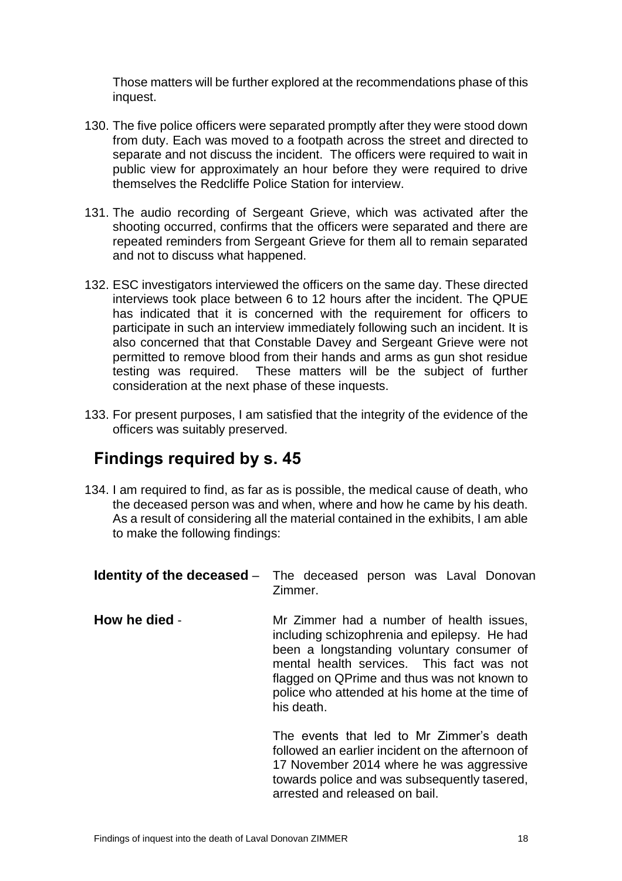Those matters will be further explored at the recommendations phase of this inquest.

130. The five police officers were separated promptly after they were stood down from duty. Each was moved to a footpath across the street and directed to separate and not discuss the incident. The officers were required to wait in public view for approximately an hour before they were required to drive themselves the Redcliffe Police Station for interview.

131. The audio recording of Sergeant Grieve, which was activated after the shooting occurred, confirms that the officers were separated and there are repeated reminders from Sergeant Grieve for them all to remain separated and not to discuss what happened.

132. ESC investigators interviewed the officers on the same day. These directed interviews took place between 6 to 12 hours after the incident. The QPUE has indicated that it is concerned with the requirement for officers to participate in such an interview immediately following such an incident. It is also concerned that that Constable Davey and Sergeant Grieve were not permitted to remove blood from their hands and arms as gun shot residue testing was required. These matters will be the subject of further consideration at the next phase of these inquests.

133. For present purposes, I am satisfied that the integrity of the evidence of the officers was suitably preserved.

## Findings required by s. 45

134. I am required to find, as far as is possible, the medical cause of death, who the deceased person was and when, where and how he came by his death. As a result of considering all the material contained in the exhibits, I am able to make the following findings:

**Identity of the deceased** – The deceased person was Laval Donovan Zimmer.

**How he died** - Mr Zimmer had a number of health issues, including schizophrenia and epilepsy. He had been a longstanding voluntary consumer of mental health services. This fact was not flagged on QPrime and thus was not known to police who attended at his home at the time of his death.

The events that led to Mr Zimmer's death followed an earlier incident on the afternoon of 17 November 2014 where he was aggressive towards police and was subsequently tasered, arrested and released on bail.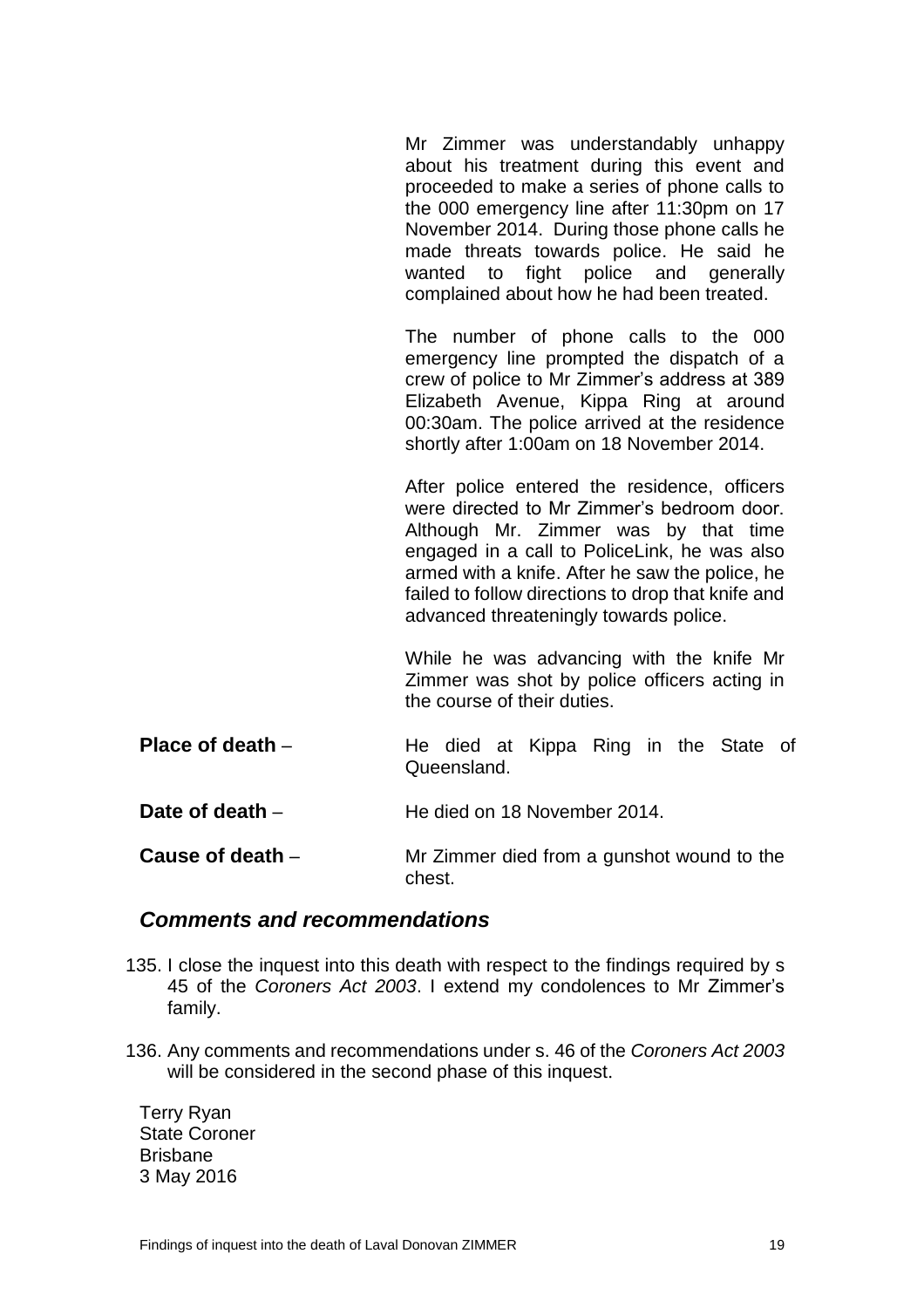Mr Zimmer was understandably unhappy about his treatment during this event and proceeded to make a series of phone calls to the 000 emergency line after 11:30pm on 17 November 2014. During those phone calls he made threats towards police. He said he wanted to fight police and generally complained about how he had been treated.

The number of phone calls to the 000 emergency line prompted the dispatch of a crew of police to Mr Zimmer's address at 389 Elizabeth Avenue, Kippa Ring at around 00:30am. The police arrived at the residence shortly after 1:00am on 18 November 2014.

After police entered the residence, officers were directed to Mr Zimmer's bedroom door. Although Mr. Zimmer was by that time engaged in a call to PoliceLink, he was also armed with a knife. After he saw the police, he failed to follow directions to drop that knife and advanced threateningly towards police.

While he was advancing with the knife Mr Zimmer was shot by police officers acting in the course of their duties.

**Place of death** – He died at Kippa Ring in the State of Queensland.

**Date of death** – He died on 18 November 2014.

**Cause of death** – Mr Zimmer died from a gunshot wound to the chest.

## *Comments and recommendations*

135. I close the inquest into this death with respect to the findings required by s 45 of the *Coroners Act 2003*. I extend my condolences to Mr Zimmer's family.

136. Any comments and recommendations under s. 46 of the *Coroners Act 2003* will be considered in the second phase of this inquest.

Terry Ryan
State Coroner
Brisbane
3 May 2016